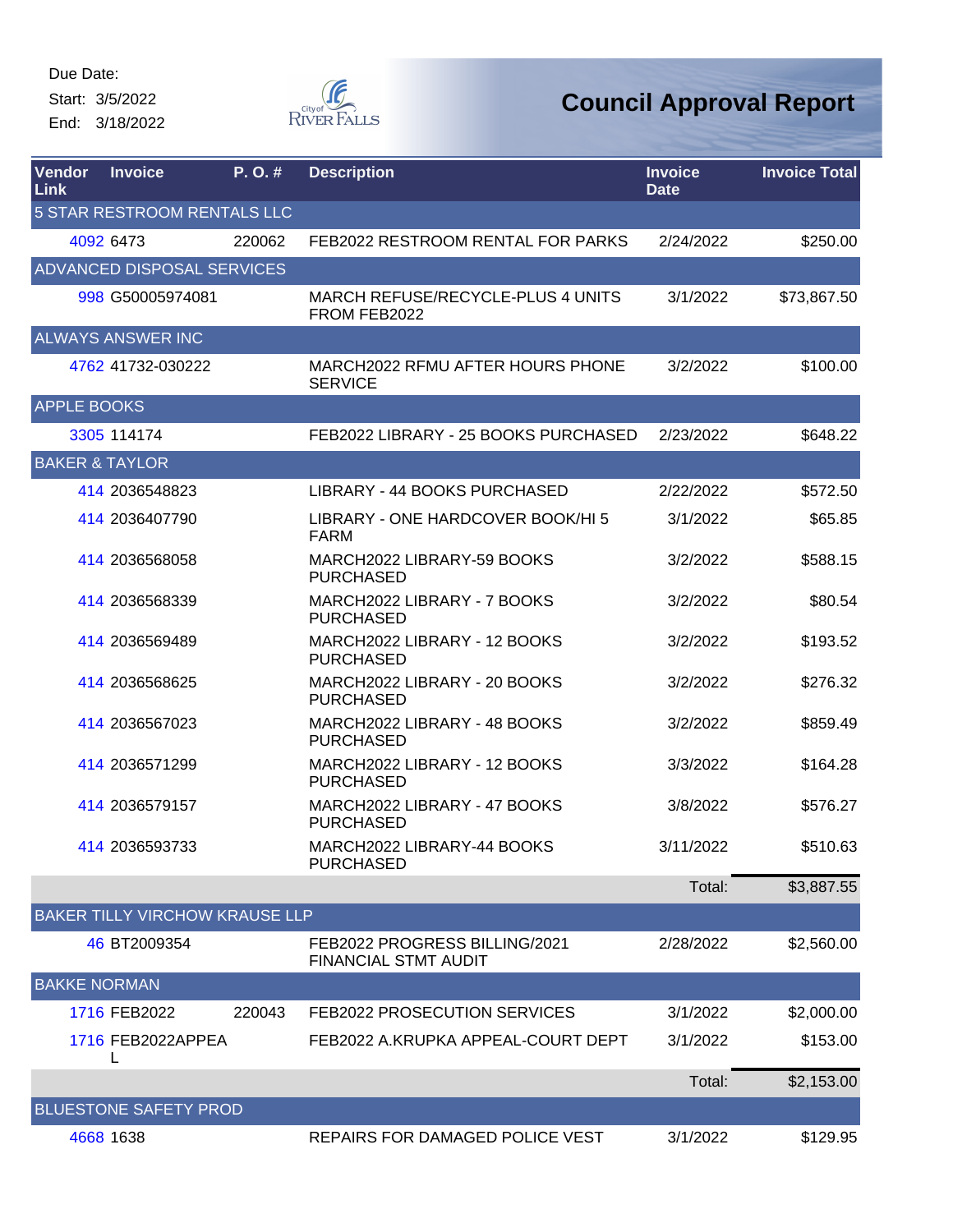Due Date:
Start: 3/5/2022
End: 3/18/2022

City of RIVER FALLS

# Council Approval Report

| Vendor Link | Invoice | P. O. # | Description | Invoice Date | Invoice Total |
|---|---|---|---|---|---|
| 5 STAR RESTROOM RENTALS LLC | | | | | |
| 4092 | 6473 | 220062 | FEB2022 RESTROOM RENTAL FOR PARKS | 2/24/2022 | $250.00 |
| ADVANCED DISPOSAL SERVICES | | | | | |
| 998 | G50005974081 | | MARCH REFUSE/RECYCLE-PLUS 4 UNITS FROM FEB2022 | 3/1/2022 | $73,867.50 |
| ALWAYS ANSWER INC | | | | | |
| 4762 | 41732-030222 | | MARCH2022 RFMU AFTER HOURS PHONE SERVICE | 3/2/2022 | $100.00 |
| APPLE BOOKS | | | | | |
| 3305 | 114174 | | FEB2022 LIBRARY - 25 BOOKS PURCHASED | 2/23/2022 | $648.22 |
| BAKER & TAYLOR | | | | | |
| 414 | 2036548823 | | LIBRARY - 44 BOOKS PURCHASED | 2/22/2022 | $572.50 |
| 414 | 2036407790 | | LIBRARY - ONE HARDCOVER BOOK/HI 5 FARM | 3/1/2022 | $65.85 |
| 414 | 2036568058 | | MARCH2022 LIBRARY-59 BOOKS PURCHASED | 3/2/2022 | $588.15 |
| 414 | 2036568339 | | MARCH2022 LIBRARY - 7 BOOKS PURCHASED | 3/2/2022 | $80.54 |
| 414 | 2036569489 | | MARCH2022 LIBRARY - 12 BOOKS PURCHASED | 3/2/2022 | $193.52 |
| 414 | 2036568625 | | MARCH2022 LIBRARY - 20 BOOKS PURCHASED | 3/2/2022 | $276.32 |
| 414 | 2036567023 | | MARCH2022 LIBRARY - 48 BOOKS PURCHASED | 3/2/2022 | $859.49 |
| 414 | 2036571299 | | MARCH2022 LIBRARY - 12 BOOKS PURCHASED | 3/3/2022 | $164.28 |
| 414 | 2036579157 | | MARCH2022 LIBRARY - 47 BOOKS PURCHASED | 3/8/2022 | $576.27 |
| 414 | 2036593733 | | MARCH2022 LIBRARY-44 BOOKS PURCHASED | 3/11/2022 | $510.63 |
| | | | | Total: | $3,887.55 |
| BAKER TILLY VIRCHOW KRAUSE LLP | | | | | |
| 46 | BT2009354 | | FEB2022 PROGRESS BILLING/2021 FINANCIAL STMT AUDIT | 2/28/2022 | $2,560.00 |
| BAKKE NORMAN | | | | | |
| 1716 | FEB2022 | 220043 | FEB2022 PROSECUTION SERVICES | 3/1/2022 | $2,000.00 |
| 1716 | FEB2022APPEAL | | FEB2022 A.KRUPKA APPEAL-COURT DEPT | 3/1/2022 | $153.00 |
| | | | | Total: | $2,153.00 |
| BLUESTONE SAFETY PROD | | | | | |
| 4668 | 1638 | | REPAIRS FOR DAMAGED POLICE VEST | 3/1/2022 | $129.95 |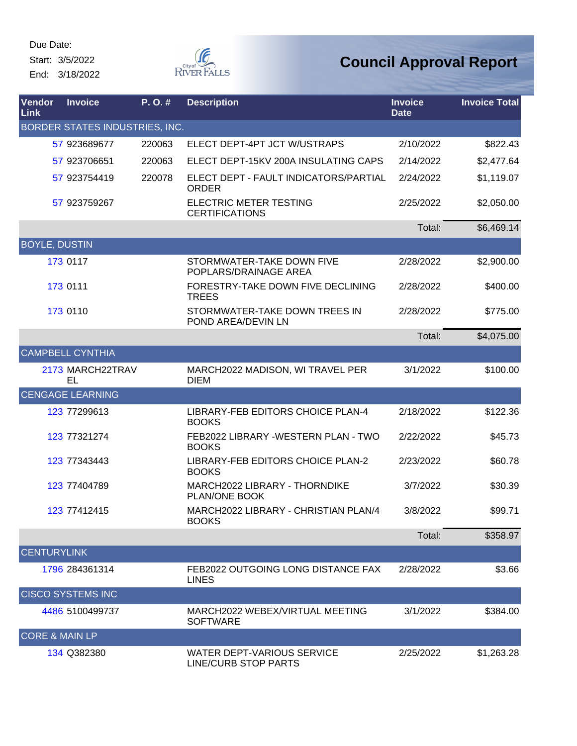Due Date:
Start: 3/5/2022
End: 3/18/2022

# Council Approval Report

| Vendor Link | Invoice | P. O. # | Description | Invoice Date | Invoice Total |
|---|---|---|---|---|---|
| **BORDER STATES INDUSTRIES, INC.** | | | | | |
| 57 | 923689677 | 220063 | ELECT DEPT-4PT JCT W/USTRAPS | 2/10/2022 | $822.43 |
| 57 | 923706651 | 220063 | ELECT DEPT-15KV 200A INSULATING CAPS | 2/14/2022 | $2,477.64 |
| 57 | 923754419 | 220078 | ELECT DEPT - FAULT INDICATORS/PARTIAL ORDER | 2/24/2022 | $1,119.07 |
| 57 | 923759267 | | ELECTRIC METER TESTING CERTIFICATIONS | 2/25/2022 | $2,050.00 |
| | | | | Total: | $6,469.14 |
| **BOYLE, DUSTIN** | | | | | |
| 173 | 0117 | | STORMWATER-TAKE DOWN FIVE POPLARS/DRAINAGE AREA | 2/28/2022 | $2,900.00 |
| 173 | 0111 | | FORESTRY-TAKE DOWN FIVE DECLINING TREES | 2/28/2022 | $400.00 |
| 173 | 0110 | | STORMWATER-TAKE DOWN TREES IN POND AREA/DEVIN LN | 2/28/2022 | $775.00 |
| | | | | Total: | $4,075.00 |
| **CAMPBELL CYNTHIA** | | | | | |
| 2173 | MARCH22TRAVEL | | MARCH2022 MADISON, WI TRAVEL PER DIEM | 3/1/2022 | $100.00 |
| **CENGAGE LEARNING** | | | | | |
| 123 | 77299613 | | LIBRARY-FEB EDITORS CHOICE PLAN-4 BOOKS | 2/18/2022 | $122.36 |
| 123 | 77321274 | | FEB2022 LIBRARY -WESTERN PLAN - TWO BOOKS | 2/22/2022 | $45.73 |
| 123 | 77343443 | | LIBRARY-FEB EDITORS CHOICE PLAN-2 BOOKS | 2/23/2022 | $60.78 |
| 123 | 77404789 | | MARCH2022 LIBRARY - THORNDIKE PLAN/ONE BOOK | 3/7/2022 | $30.39 |
| 123 | 77412415 | | MARCH2022 LIBRARY - CHRISTIAN PLAN/4 BOOKS | 3/8/2022 | $99.71 |
| | | | | Total: | $358.97 |
| **CENTURYLINK** | | | | | |
| 1796 | 284361314 | | FEB2022 OUTGOING LONG DISTANCE FAX LINES | 2/28/2022 | $3.66 |
| **CISCO SYSTEMS INC** | | | | | |
| 4486 | 5100499737 | | MARCH2022 WEBEX/VIRTUAL MEETING SOFTWARE | 3/1/2022 | $384.00 |
| **CORE & MAIN LP** | | | | | |
| 134 | Q382380 | | WATER DEPT-VARIOUS SERVICE LINE/CURB STOP PARTS | 2/25/2022 | $1,263.28 |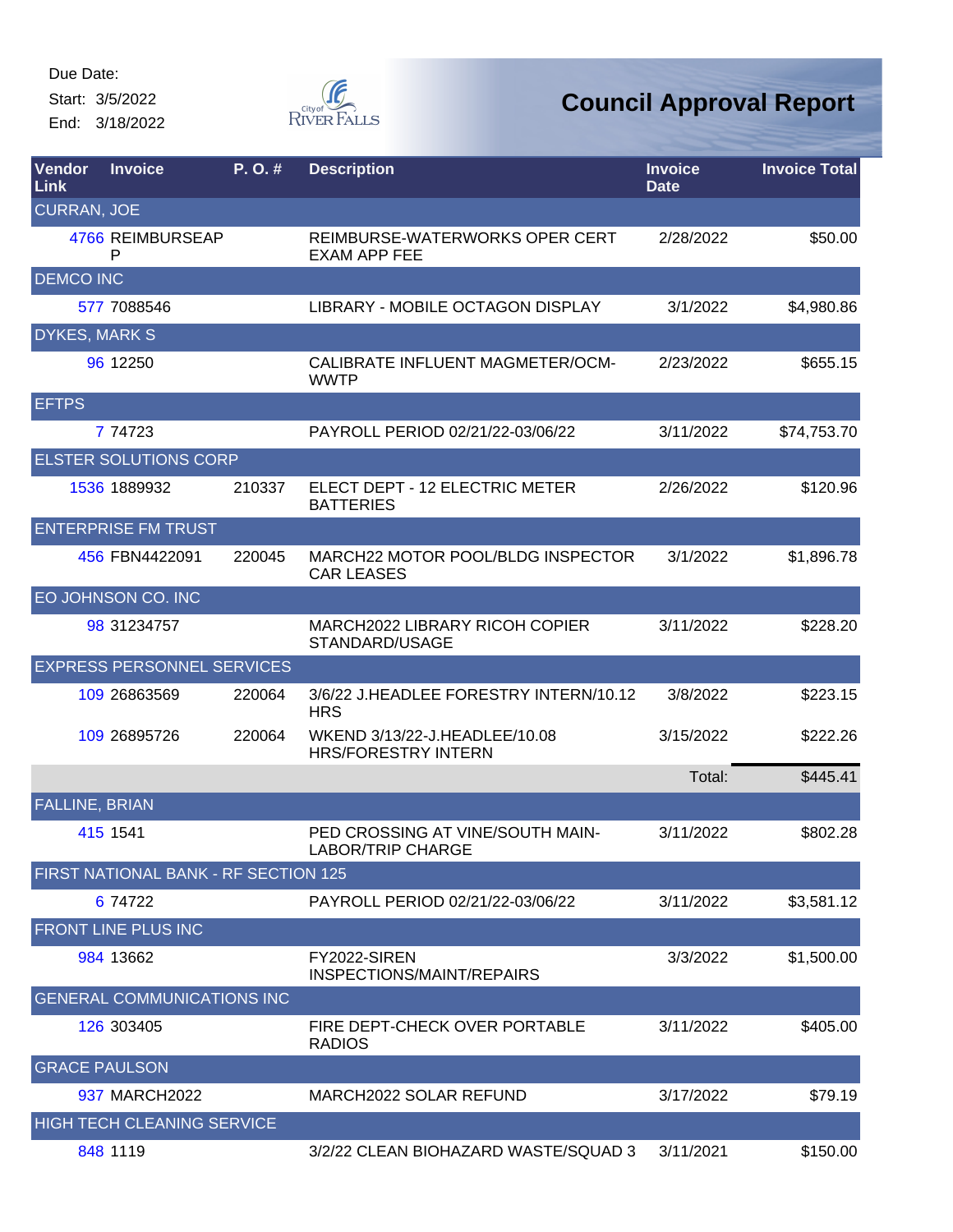Due Date:
Start: 3/5/2022
End: 3/18/2022

# Council Approval Report

| Vendor Link | Invoice | P. O. # | Description | Invoice Date | Invoice Total |
|---|---|---|---|---|---|
| CURRAN, JOE | | | | | |
| 4766 | REIMBURSEAPP | | REIMBURSE-WATERWORKS OPER CERT EXAM APP FEE | 2/28/2022 | $50.00 |
| DEMCO INC | | | | | |
| 577 | 7088546 | | LIBRARY - MOBILE OCTAGON DISPLAY | 3/1/2022 | $4,980.86 |
| DYKES, MARK S | | | | | |
| 96 | 12250 | | CALIBRATE INFLUENT MAGMETER/OCM-WWTP | 2/23/2022 | $655.15 |
| EFTPS | | | | | |
| 7 | 74723 | | PAYROLL PERIOD 02/21/22-03/06/22 | 3/11/2022 | $74,753.70 |
| ELSTER SOLUTIONS CORP | | | | | |
| 1536 | 1889932 | 210337 | ELECT DEPT - 12 ELECTRIC METER BATTERIES | 2/26/2022 | $120.96 |
| ENTERPRISE FM TRUST | | | | | |
| 456 | FBN4422091 | 220045 | MARCH22 MOTOR POOL/BLDG INSPECTOR CAR LEASES | 3/1/2022 | $1,896.78 |
| EO JOHNSON CO. INC | | | | | |
| 98 | 31234757 | | MARCH2022 LIBRARY RICOH COPIER STANDARD/USAGE | 3/11/2022 | $228.20 |
| EXPRESS PERSONNEL SERVICES | | | | | |
| 109 | 26863569 | 220064 | 3/6/22 J.HEADLEE FORESTRY INTERN/10.12 HRS | 3/8/2022 | $223.15 |
| 109 | 26895726 | 220064 | WKEND 3/13/22-J.HEADLEE/10.08 HRS/FORESTRY INTERN | 3/15/2022 | $222.26 |
| | | | | Total: | $445.41 |
| FALLINE, BRIAN | | | | | |
| 415 | 1541 | | PED CROSSING AT VINE/SOUTH MAIN-LABOR/TRIP CHARGE | 3/11/2022 | $802.28 |
| FIRST NATIONAL BANK - RF SECTION 125 | | | | | |
| 6 | 74722 | | PAYROLL PERIOD 02/21/22-03/06/22 | 3/11/2022 | $3,581.12 |
| FRONT LINE PLUS INC | | | | | |
| 984 | 13662 | | FY2022-SIREN INSPECTIONS/MAINT/REPAIRS | 3/3/2022 | $1,500.00 |
| GENERAL COMMUNICATIONS INC | | | | | |
| 126 | 303405 | | FIRE DEPT-CHECK OVER PORTABLE RADIOS | 3/11/2022 | $405.00 |
| GRACE PAULSON | | | | | |
| 937 | MARCH2022 | | MARCH2022 SOLAR REFUND | 3/17/2022 | $79.19 |
| HIGH TECH CLEANING SERVICE | | | | | |
| 848 | 1119 | | 3/2/22 CLEAN BIOHAZARD WASTE/SQUAD 3 | 3/11/2021 | $150.00 |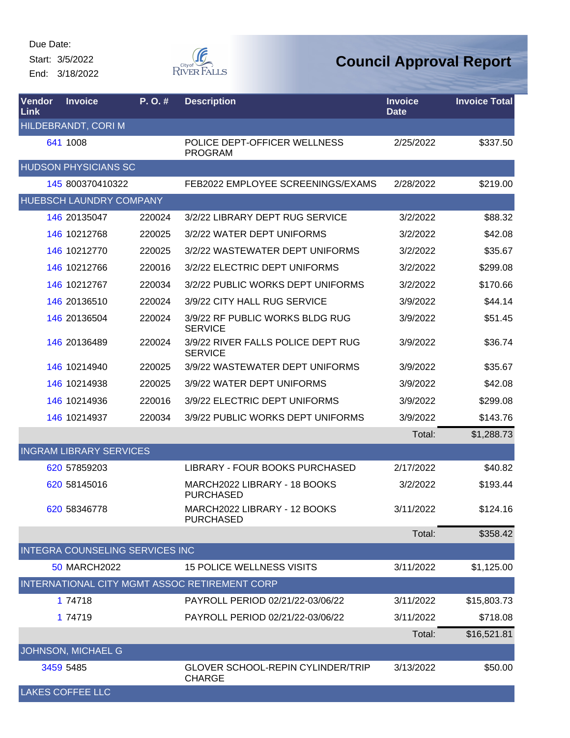Due Date:
Start: 3/5/2022
End: 3/18/2022

# Council Approval Report

| Vendor Link | Invoice | P. O. # | Description | Invoice Date | Invoice Total |
|---|---|---|---|---|---|
| HILDEBRANDT, CORI M | | | | | |
| 641 | 1008 | | POLICE DEPT-OFFICER WELLNESS PROGRAM | 2/25/2022 | $337.50 |
| HUDSON PHYSICIANS SC | | | | | |
| 145 | 800370410322 | | FEB2022 EMPLOYEE SCREENINGS/EXAMS | 2/28/2022 | $219.00 |
| HUEBSCH LAUNDRY COMPANY | | | | | |
| 146 | 20135047 | 220024 | 3/2/22 LIBRARY DEPT RUG SERVICE | 3/2/2022 | $88.32 |
| 146 | 10212768 | 220025 | 3/2/22 WATER DEPT UNIFORMS | 3/2/2022 | $42.08 |
| 146 | 10212770 | 220025 | 3/2/22 WASTEWATER DEPT UNIFORMS | 3/2/2022 | $35.67 |
| 146 | 10212766 | 220016 | 3/2/22 ELECTRIC DEPT UNIFORMS | 3/2/2022 | $299.08 |
| 146 | 10212767 | 220034 | 3/2/22 PUBLIC WORKS DEPT UNIFORMS | 3/2/2022 | $170.66 |
| 146 | 20136510 | 220024 | 3/9/22 CITY HALL RUG SERVICE | 3/9/2022 | $44.14 |
| 146 | 20136504 | 220024 | 3/9/22 RF PUBLIC WORKS BLDG RUG SERVICE | 3/9/2022 | $51.45 |
| 146 | 20136489 | 220024 | 3/9/22 RIVER FALLS POLICE DEPT RUG SERVICE | 3/9/2022 | $36.74 |
| 146 | 10214940 | 220025 | 3/9/22 WASTEWATER DEPT UNIFORMS | 3/9/2022 | $35.67 |
| 146 | 10214938 | 220025 | 3/9/22 WATER DEPT UNIFORMS | 3/9/2022 | $42.08 |
| 146 | 10214936 | 220016 | 3/9/22 ELECTRIC DEPT UNIFORMS | 3/9/2022 | $299.08 |
| 146 | 10214937 | 220034 | 3/9/22 PUBLIC WORKS DEPT UNIFORMS | 3/9/2022 | $143.76 |
| | | | | Total: | $1,288.73 |
| INGRAM LIBRARY SERVICES | | | | | |
| 620 | 57859203 | | LIBRARY - FOUR BOOKS PURCHASED | 2/17/2022 | $40.82 |
| 620 | 58145016 | | MARCH2022 LIBRARY - 18 BOOKS PURCHASED | 3/2/2022 | $193.44 |
| 620 | 58346778 | | MARCH2022 LIBRARY - 12 BOOKS PURCHASED | 3/11/2022 | $124.16 |
| | | | | Total: | $358.42 |
| INTEGRA COUNSELING SERVICES INC | | | | | |
| 50 | MARCH2022 | | 15 POLICE WELLNESS VISITS | 3/11/2022 | $1,125.00 |
| INTERNATIONAL CITY MGMT ASSOC RETIREMENT CORP | | | | | |
| 1 | 74718 | | PAYROLL PERIOD 02/21/22-03/06/22 | 3/11/2022 | $15,803.73 |
| 1 | 74719 | | PAYROLL PERIOD 02/21/22-03/06/22 | 3/11/2022 | $718.08 |
| | | | | Total: | $16,521.81 |
| JOHNSON, MICHAEL G | | | | | |
| 3459 | 5485 | | GLOVER SCHOOL-REPIN CYLINDER/TRIP CHARGE | 3/13/2022 | $50.00 |
| LAKES COFFEE LLC | | | | | |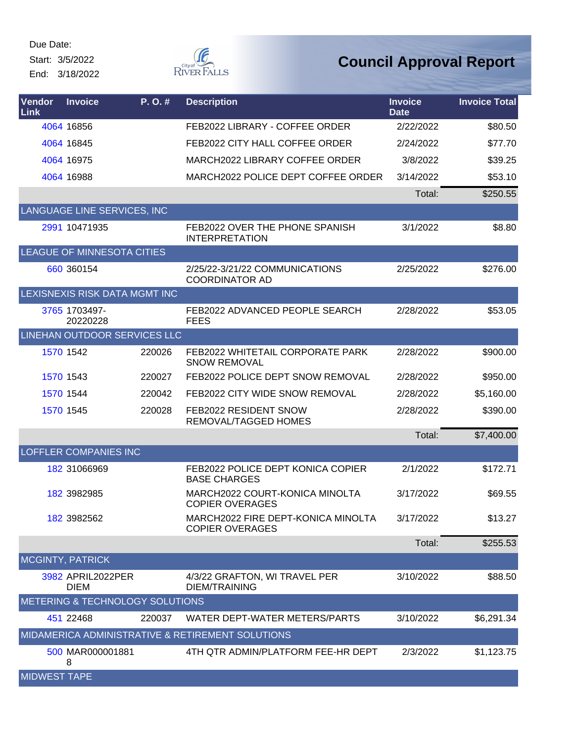Due Date:
Start: 3/5/2022
End: 3/18/2022

# Council Approval Report

| Vendor Link | Invoice | P. O. # | Description | Invoice Date | Invoice Total |
|---|---|---|---|---|---|
| 4064 | 16856 | | FEB2022 LIBRARY - COFFEE ORDER | 2/22/2022 | $80.50 |
| 4064 | 16845 | | FEB2022 CITY HALL COFFEE ORDER | 2/24/2022 | $77.70 |
| 4064 | 16975 | | MARCH2022 LIBRARY COFFEE ORDER | 3/8/2022 | $39.25 |
| 4064 | 16988 | | MARCH2022 POLICE DEPT COFFEE ORDER | 3/14/2022 | $53.10 |
| | | | | Total: | $250.55 |
| LANGUAGE LINE SERVICES, INC | | | | | |
| 2991 | 10471935 | | FEB2022 OVER THE PHONE SPANISH INTERPRETATION | 3/1/2022 | $8.80 |
| LEAGUE OF MINNESOTA CITIES | | | | | |
| 660 | 360154 | | 2/25/22-3/21/22 COMMUNICATIONS COORDINATOR AD | 2/25/2022 | $276.00 |
| LEXISNEXIS RISK DATA MGMT INC | | | | | |
| 3765 | 1703497-20220228 | | FEB2022 ADVANCED PEOPLE SEARCH FEES | 2/28/2022 | $53.05 |
| LINEHAN OUTDOOR SERVICES LLC | | | | | |
| 1570 | 1542 | 220026 | FEB2022 WHITETAIL CORPORATE PARK SNOW REMOVAL | 2/28/2022 | $900.00 |
| 1570 | 1543 | 220027 | FEB2022 POLICE DEPT SNOW REMOVAL | 2/28/2022 | $950.00 |
| 1570 | 1544 | 220042 | FEB2022 CITY WIDE SNOW REMOVAL | 2/28/2022 | $5,160.00 |
| 1570 | 1545 | 220028 | FEB2022 RESIDENT SNOW REMOVAL/TAGGED HOMES | 2/28/2022 | $390.00 |
| | | | | Total: | $7,400.00 |
| LOFFLER COMPANIES INC | | | | | |
| 182 | 31066969 | | FEB2022 POLICE DEPT KONICA COPIER BASE CHARGES | 2/1/2022 | $172.71 |
| 182 | 3982985 | | MARCH2022 COURT-KONICA MINOLTA COPIER OVERAGES | 3/17/2022 | $69.55 |
| 182 | 3982562 | | MARCH2022 FIRE DEPT-KONICA MINOLTA COPIER OVERAGES | 3/17/2022 | $13.27 |
| | | | | Total: | $255.53 |
| MCGINTY, PATRICK | | | | | |
| 3982 | APRIL2022PER DIEM | | 4/3/22 GRAFTON, WI TRAVEL PER DIEM/TRAINING | 3/10/2022 | $88.50 |
| METERING & TECHNOLOGY SOLUTIONS | | | | | |
| 451 | 22468 | 220037 | WATER DEPT-WATER METERS/PARTS | 3/10/2022 | $6,291.34 |
| MIDAMERICA ADMINISTRATIVE & RETIREMENT SOLUTIONS | | | | | |
| 500 | MAR0000018818 | | 4TH QTR ADMIN/PLATFORM FEE-HR DEPT | 2/3/2022 | $1,123.75 |
| MIDWEST TAPE | | | | | |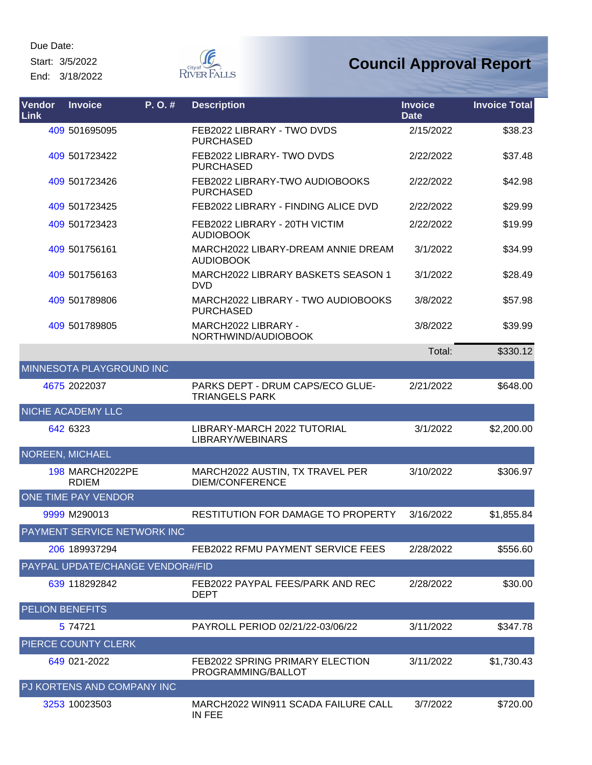Due Date:
Start: 3/5/2022
End: 3/18/2022

# Council Approval Report

| Vendor Link | Invoice | P. O. # | Description | Invoice Date | Invoice Total |
|---|---|---|---|---|---|
| 409 | 501695095 | | FEB2022 LIBRARY - TWO DVDS PURCHASED | 2/15/2022 | $38.23 |
| 409 | 501723422 | | FEB2022 LIBRARY- TWO DVDS PURCHASED | 2/22/2022 | $37.48 |
| 409 | 501723426 | | FEB2022 LIBRARY-TWO AUDIOBOOKS PURCHASED | 2/22/2022 | $42.98 |
| 409 | 501723425 | | FEB2022 LIBRARY - FINDING ALICE DVD | 2/22/2022 | $29.99 |
| 409 | 501723423 | | FEB2022 LIBRARY - 20TH VICTIM AUDIOBOOK | 2/22/2022 | $19.99 |
| 409 | 501756161 | | MARCH2022 LIBARY-DREAM ANNIE DREAM AUDIOBOOK | 3/1/2022 | $34.99 |
| 409 | 501756163 | | MARCH2022 LIBRARY BASKETS SEASON 1 DVD | 3/1/2022 | $28.49 |
| 409 | 501789806 | | MARCH2022 LIBRARY - TWO AUDIOBOOKS PURCHASED | 3/8/2022 | $57.98 |
| 409 | 501789805 | | MARCH2022 LIBRARY - NORTHWIND/AUDIOBOOK | 3/8/2022 | $39.99 |
| | | | | Total: | $330.12 |
| MINNESOTA PLAYGROUND INC | | | | | |
| 4675 | 2022037 | | PARKS DEPT - DRUM CAPS/ECO GLUE-TRIANGELS PARK | 2/21/2022 | $648.00 |
| NICHE ACADEMY LLC | | | | | |
| 642 | 6323 | | LIBRARY-MARCH 2022 TUTORIAL LIBRARY/WEBINARS | 3/1/2022 | $2,200.00 |
| NOREEN, MICHAEL | | | | | |
| 198 | MARCH2022PERDIEM | | MARCH2022 AUSTIN, TX TRAVEL PER DIEM/CONFERENCE | 3/10/2022 | $306.97 |
| ONE TIME PAY VENDOR | | | | | |
| 9999 | M290013 | | RESTITUTION FOR DAMAGE TO PROPERTY | 3/16/2022 | $1,855.84 |
| PAYMENT SERVICE NETWORK INC | | | | | |
| 206 | 189937294 | | FEB2022 RFMU PAYMENT SERVICE FEES | 2/28/2022 | $556.60 |
| PAYPAL UPDATE/CHANGE VENDOR#/FID | | | | | |
| 639 | 118292842 | | FEB2022 PAYPAL FEES/PARK AND REC DEPT | 2/28/2022 | $30.00 |
| PELION BENEFITS | | | | | |
| 5 | 74721 | | PAYROLL PERIOD 02/21/22-03/06/22 | 3/11/2022 | $347.78 |
| PIERCE COUNTY CLERK | | | | | |
| 649 | 021-2022 | | FEB2022 SPRING PRIMARY ELECTION PROGRAMMING/BALLOT | 3/11/2022 | $1,730.43 |
| PJ KORTENS AND COMPANY INC | | | | | |
| 3253 | 10023503 | | MARCH2022 WIN911 SCADA FAILURE CALL IN FEE | 3/7/2022 | $720.00 |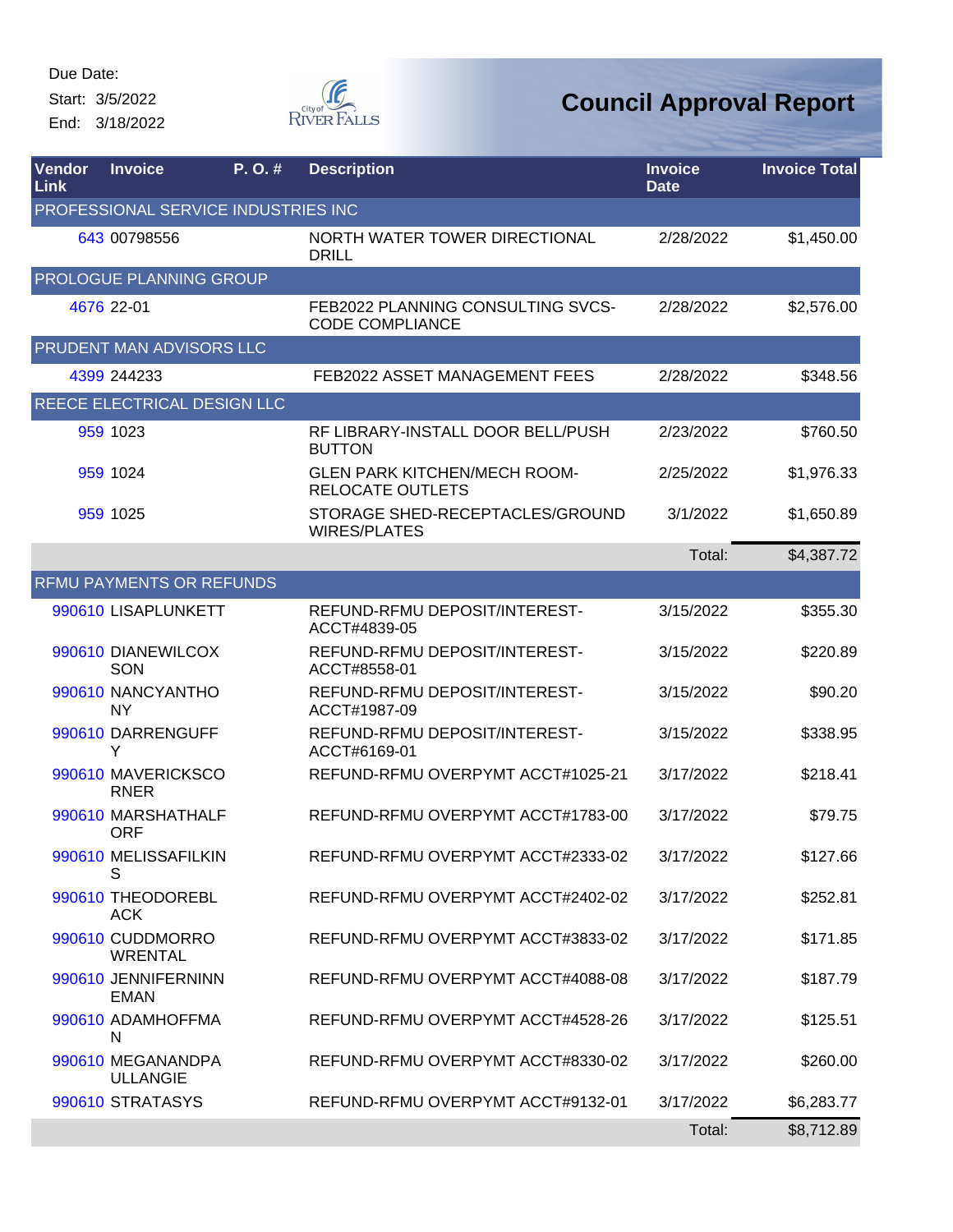Due Date:
Start: 3/5/2022
End: 3/18/2022

# Council Approval Report

| Vendor Link | Invoice | P. O. # | Description | Invoice Date | Invoice Total |
|---|---|---|---|---|---|
| PROFESSIONAL SERVICE INDUSTRIES INC | | | | | |
| 643 | 00798556 | | NORTH WATER TOWER DIRECTIONAL DRILL | 2/28/2022 | $1,450.00 |
| PROLOGUE PLANNING GROUP | | | | | |
| 4676 | 22-01 | | FEB2022 PLANNING CONSULTING SVCS-CODE COMPLIANCE | 2/28/2022 | $2,576.00 |
| PRUDENT MAN ADVISORS LLC | | | | | |
| 4399 | 244233 | | FEB2022 ASSET MANAGEMENT FEES | 2/28/2022 | $348.56 |
| REECE ELECTRICAL DESIGN LLC | | | | | |
| 959 | 1023 | | RF LIBRARY-INSTALL DOOR BELL/PUSH BUTTON | 2/23/2022 | $760.50 |
| 959 | 1024 | | GLEN PARK KITCHEN/MECH ROOM-RELOCATE OUTLETS | 2/25/2022 | $1,976.33 |
| 959 | 1025 | | STORAGE SHED-RECEPTACLES/GROUND WIRES/PLATES | 3/1/2022 | $1,650.89 |
| | | | | Total: | $4,387.72 |
| RFMU PAYMENTS OR REFUNDS | | | | | |
| 990610 | LISAPLUNKETT | | REFUND-RFMU DEPOSIT/INTEREST-ACCT#4839-05 | 3/15/2022 | $355.30 |
| 990610 | DIANEWILCOXSON | | REFUND-RFMU DEPOSIT/INTEREST-ACCT#8558-01 | 3/15/2022 | $220.89 |
| 990610 | NANCYANTHONY | | REFUND-RFMU DEPOSIT/INTEREST-ACCT#1987-09 | 3/15/2022 | $90.20 |
| 990610 | DARRENGUFFY | | REFUND-RFMU DEPOSIT/INTEREST-ACCT#6169-01 | 3/15/2022 | $338.95 |
| 990610 | MAVERICKSCORNER | | REFUND-RFMU OVERPYMT ACCT#1025-21 | 3/17/2022 | $218.41 |
| 990610 | MARSHATHALFORF | | REFUND-RFMU OVERPYMT ACCT#1783-00 | 3/17/2022 | $79.75 |
| 990610 | MELISSAFILKINS | | REFUND-RFMU OVERPYMT ACCT#2333-02 | 3/17/2022 | $127.66 |
| 990610 | THEODOREBLACK | | REFUND-RFMU OVERPYMT ACCT#2402-02 | 3/17/2022 | $252.81 |
| 990610 | CUDDMORROWRENTAL | | REFUND-RFMU OVERPYMT ACCT#3833-02 | 3/17/2022 | $171.85 |
| 990610 | JENNIFERNINNEMAN | | REFUND-RFMU OVERPYMT ACCT#4088-08 | 3/17/2022 | $187.79 |
| 990610 | ADAMHOFFMAN | | REFUND-RFMU OVERPYMT ACCT#4528-26 | 3/17/2022 | $125.51 |
| 990610 | MEGANANDPAULLANGIE | | REFUND-RFMU OVERPYMT ACCT#8330-02 | 3/17/2022 | $260.00 |
| 990610 | STRATASYS | | REFUND-RFMU OVERPYMT ACCT#9132-01 | 3/17/2022 | $6,283.77 |
| | | | | Total: | $8,712.89 |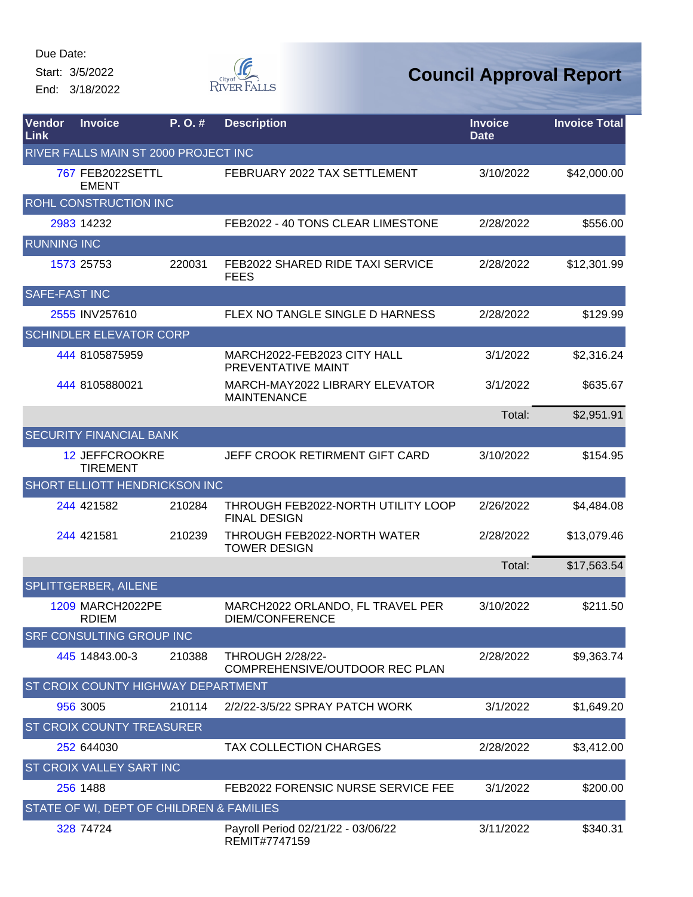Due Date:
Start: 3/5/2022
End: 3/18/2022

# Council Approval Report

| Vendor Link | Invoice | P. O. # | Description | Invoice Date | Invoice Total |
|---|---|---|---|---|---|
| RIVER FALLS MAIN ST 2000 PROJECT INC | | | | | |
| 767 | FEB2022SETTLEMENT | | FEBRUARY 2022 TAX SETTLEMENT | 3/10/2022 | $42,000.00 |
| ROHL CONSTRUCTION INC | | | | | |
| 2983 | 14232 | | FEB2022 - 40 TONS CLEAR LIMESTONE | 2/28/2022 | $556.00 |
| RUNNING INC | | | | | |
| 1573 | 25753 | 220031 | FEB2022 SHARED RIDE TAXI SERVICE FEES | 2/28/2022 | $12,301.99 |
| SAFE-FAST INC | | | | | |
| 2555 | INV257610 | | FLEX NO TANGLE SINGLE D HARNESS | 2/28/2022 | $129.99 |
| SCHINDLER ELEVATOR CORP | | | | | |
| 444 | 8105875959 | | MARCH2022-FEB2023 CITY HALL PREVENTATIVE MAINT | 3/1/2022 | $2,316.24 |
| 444 | 8105880021 | | MARCH-MAY2022 LIBRARY ELEVATOR MAINTENANCE | 3/1/2022 | $635.67 |
| | | | | Total: | $2,951.91 |
| SECURITY FINANCIAL BANK | | | | | |
| 12 | JEFFCROOKRETIREMENT | | JEFF CROOK RETIRMENT GIFT CARD | 3/10/2022 | $154.95 |
| SHORT ELLIOTT HENDRICKSON INC | | | | | |
| 244 | 421582 | 210284 | THROUGH FEB2022-NORTH UTILITY LOOP FINAL DESIGN | 2/26/2022 | $4,484.08 |
| 244 | 421581 | 210239 | THROUGH FEB2022-NORTH WATER TOWER DESIGN | 2/28/2022 | $13,079.46 |
| | | | | Total: | $17,563.54 |
| SPLITTGERBER, AILENE | | | | | |
| 1209 | MARCH2022PERDIEM | | MARCH2022 ORLANDO, FL TRAVEL PER DIEM/CONFERENCE | 3/10/2022 | $211.50 |
| SRF CONSULTING GROUP INC | | | | | |
| 445 | 14843.00-3 | 210388 | THROUGH 2/28/22-COMPREHENSIVE/OUTDOOR REC PLAN | 2/28/2022 | $9,363.74 |
| ST CROIX COUNTY HIGHWAY DEPARTMENT | | | | | |
| 956 | 3005 | 210114 | 2/2/22-3/5/22 SPRAY PATCH WORK | 3/1/2022 | $1,649.20 |
| ST CROIX COUNTY TREASURER | | | | | |
| 252 | 644030 | | TAX COLLECTION CHARGES | 2/28/2022 | $3,412.00 |
| ST CROIX VALLEY SART INC | | | | | |
| 256 | 1488 | | FEB2022 FORENSIC NURSE SERVICE FEE | 3/1/2022 | $200.00 |
| STATE OF WI, DEPT OF CHILDREN & FAMILIES | | | | | |
| 328 | 74724 | | Payroll Period 02/21/22 - 03/06/22 REMIT#7747159 | 3/11/2022 | $340.31 |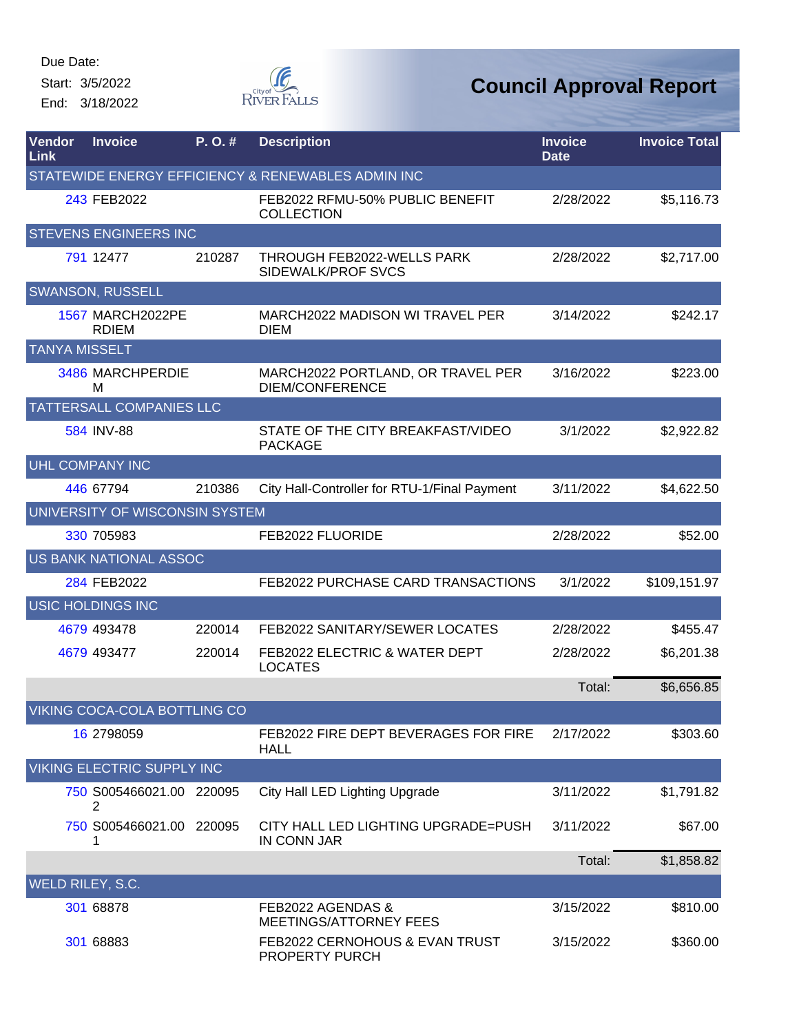Due Date:

Start: 3/5/2022

End: 3/18/2022

# Council Approval Report

| Vendor Link | Invoice | P. O. # | Description | Invoice Date | Invoice Total |
|---|---|---|---|---|---|
| STATEWIDE ENERGY EFFICIENCY & RENEWABLES ADMIN INC | | | | | |
| 243 | FEB2022 | | FEB2022 RFMU-50% PUBLIC BENEFIT COLLECTION | 2/28/2022 | $5,116.73 |
| STEVENS ENGINEERS INC | | | | | |
| 791 | 12477 | 210287 | THROUGH FEB2022-WELLS PARK SIDEWALK/PROF SVCS | 2/28/2022 | $2,717.00 |
| SWANSON, RUSSELL | | | | | |
| 1567 | MARCH2022PERDIEM | | MARCH2022 MADISON WI TRAVEL PER DIEM | 3/14/2022 | $242.17 |
| TANYA MISSELT | | | | | |
| 3486 | MARCHPERDIEM | | MARCH2022 PORTLAND, OR TRAVEL PER DIEM/CONFERENCE | 3/16/2022 | $223.00 |
| TATTERSALL COMPANIES LLC | | | | | |
| 584 | INV-88 | | STATE OF THE CITY BREAKFAST/VIDEO PACKAGE | 3/1/2022 | $2,922.82 |
| UHL COMPANY INC | | | | | |
| 446 | 67794 | 210386 | City Hall-Controller for RTU-1/Final Payment | 3/11/2022 | $4,622.50 |
| UNIVERSITY OF WISCONSIN SYSTEM | | | | | |
| 330 | 705983 | | FEB2022 FLUORIDE | 2/28/2022 | $52.00 |
| US BANK NATIONAL ASSOC | | | | | |
| 284 | FEB2022 | | FEB2022 PURCHASE CARD TRANSACTIONS | 3/1/2022 | $109,151.97 |
| USIC HOLDINGS INC | | | | | |
| 4679 | 493478 | 220014 | FEB2022 SANITARY/SEWER LOCATES | 2/28/2022 | $455.47 |
| 4679 | 493477 | 220014 | FEB2022 ELECTRIC & WATER DEPT LOCATES | 2/28/2022 | $6,201.38 |
| | | | | Total: | $6,656.85 |
| VIKING COCA-COLA BOTTLING CO | | | | | |
| 16 | 2798059 | | FEB2022 FIRE DEPT BEVERAGES FOR FIRE HALL | 2/17/2022 | $303.60 |
| VIKING ELECTRIC SUPPLY INC | | | | | |
| 750 | S005466021.002 | 220095 | City Hall LED Lighting Upgrade | 3/11/2022 | $1,791.82 |
| 750 | S005466021.001 | 220095 | CITY HALL LED LIGHTING UPGRADE=PUSH IN CONN JAR | 3/11/2022 | $67.00 |
| | | | | Total: | $1,858.82 |
| WELD RILEY, S.C. | | | | | |
| 301 | 68878 | | FEB2022 AGENDAS & MEETINGS/ATTORNEY FEES | 3/15/2022 | $810.00 |
| 301 | 68883 | | FEB2022 CERNOHOUS & EVAN TRUST PROPERTY PURCH | 3/15/2022 | $360.00 |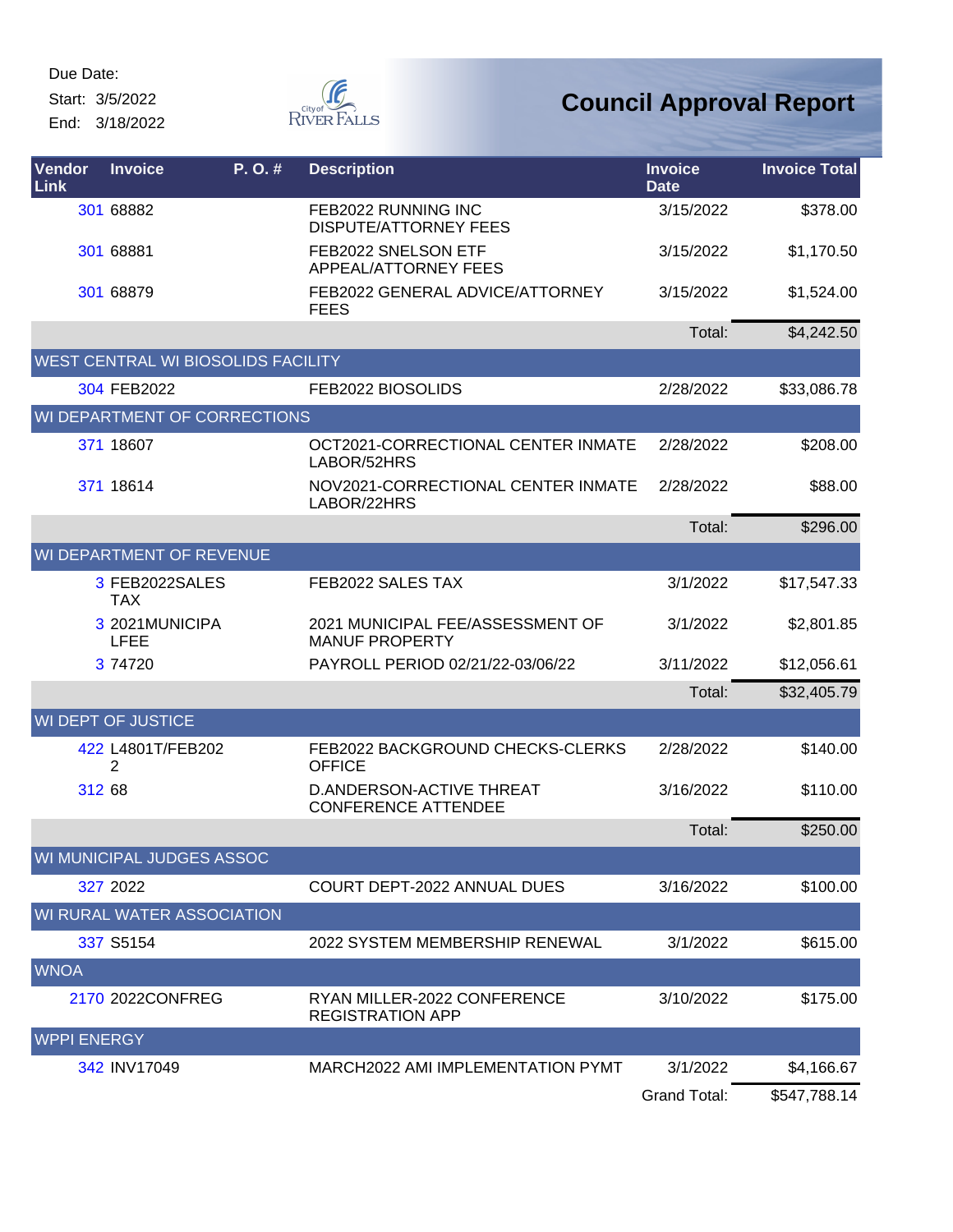Due Date:
Start: 3/5/2022
End: 3/18/2022

City of River Falls

# Council Approval Report

| Vendor Link | Invoice | P. O. # | Description | Invoice Date | Invoice Total |
|---|---|---|---|---|---|
| 301 | 68882 | | FEB2022 RUNNING INC DISPUTE/ATTORNEY FEES | 3/15/2022 | $378.00 |
| 301 | 68881 | | FEB2022 SNELSON ETF APPEAL/ATTORNEY FEES | 3/15/2022 | $1,170.50 |
| 301 | 68879 | | FEB2022 GENERAL ADVICE/ATTORNEY FEES | 3/15/2022 | $1,524.00 |
| | | | | Total: | $4,242.50 |
| WEST CENTRAL WI BIOSOLIDS FACILITY | | | | | |
| 304 | FEB2022 | | FEB2022 BIOSOLIDS | 2/28/2022 | $33,086.78 |
| WI DEPARTMENT OF CORRECTIONS | | | | | |
| 371 | 18607 | | OCT2021-CORRECTIONAL CENTER INMATE LABOR/52HRS | 2/28/2022 | $208.00 |
| 371 | 18614 | | NOV2021-CORRECTIONAL CENTER INMATE LABOR/22HRS | 2/28/2022 | $88.00 |
| | | | | Total: | $296.00 |
| WI DEPARTMENT OF REVENUE | | | | | |
| 3 | FEB2022SALES TAX | | FEB2022 SALES TAX | 3/1/2022 | $17,547.33 |
| 3 | 2021MUNICIPA LFEE | | 2021 MUNICIPAL FEE/ASSESSMENT OF MANUF PROPERTY | 3/1/2022 | $2,801.85 |
| 3 | 74720 | | PAYROLL PERIOD 02/21/22-03/06/22 | 3/11/2022 | $12,056.61 |
| | | | | Total: | $32,405.79 |
| WI DEPT OF JUSTICE | | | | | |
| 422 | L4801T/FEB2022 | | FEB2022 BACKGROUND CHECKS-CLERKS OFFICE | 2/28/2022 | $140.00 |
| 312 | 68 | | D.ANDERSON-ACTIVE THREAT CONFERENCE ATTENDEE | 3/16/2022 | $110.00 |
| | | | | Total: | $250.00 |
| WI MUNICIPAL JUDGES ASSOC | | | | | |
| 327 | 2022 | | COURT DEPT-2022 ANNUAL DUES | 3/16/2022 | $100.00 |
| WI RURAL WATER ASSOCIATION | | | | | |
| 337 | S5154 | | 2022 SYSTEM MEMBERSHIP RENEWAL | 3/1/2022 | $615.00 |
| WNOA | | | | | |
| 2170 | 2022CONFREG | | RYAN MILLER-2022 CONFERENCE REGISTRATION APP | 3/10/2022 | $175.00 |
| WPPI ENERGY | | | | | |
| 342 | INV17049 | | MARCH2022 AMI IMPLEMENTATION PYMT | 3/1/2022 | $4,166.67 |
| | | | | Grand Total: | $547,788.14 |